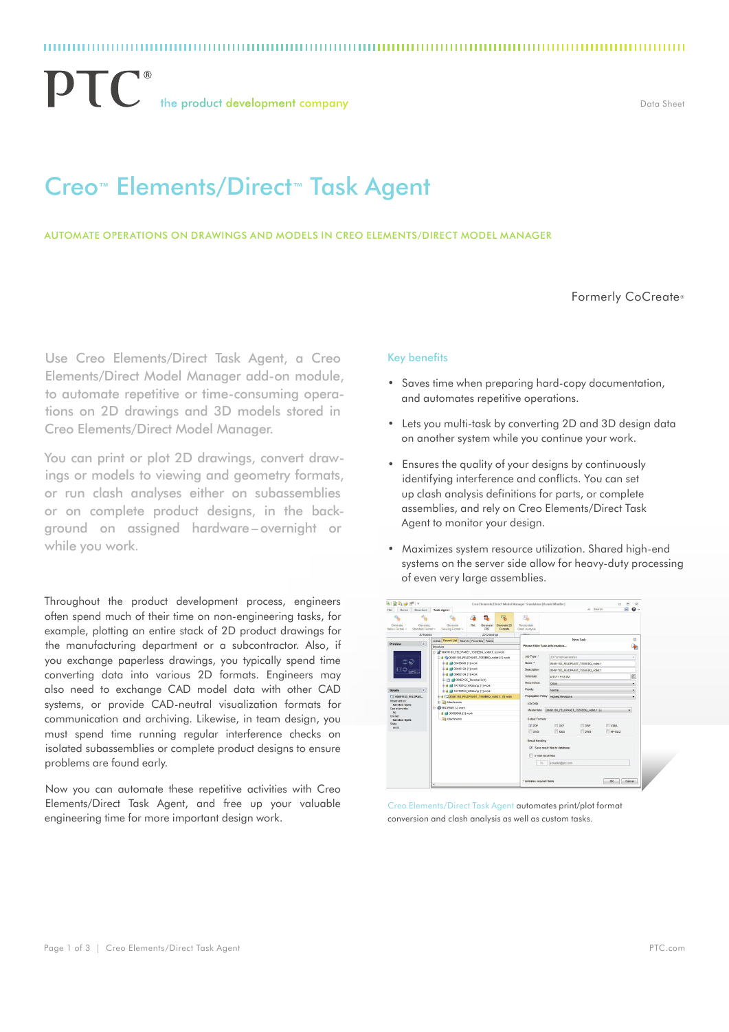PTC® the product development company

Data Sheet

# Creo™ Elements/Direct™ Task Agent

AUTOMATE OPERATIONS ON DRAWINGS AND MODELS IN CREO ELEMENTS/DIRECT MODEL MANAGER

Formerly CoCreate®

Use Creo Elements/Direct Task Agent, a Creo Elements/Direct Model Manager add-on module, to automate repetitive or time-consuming operations on 2D drawings and 3D models stored in Creo Elements/Direct Model Manager.

You can print or plot 2D drawings, convert drawings or models to viewing and geometry formats, or run clash analyses either on subassemblies or on complete product designs, in the background on assigned hardware – overnight or while you work.

Throughout the product development process, engineers often spend much of their time on non-engineering tasks, for example, plotting an entire stack of 2D product drawings for the manufacturing department or a subcontractor. Also, if you exchange paperless drawings, you typically spend time converting data into various 2D formats. Engineers may also need to exchange CAD model data with other CAD systems, or provide CAD-neutral visualization formats for communication and archiving. Likewise, in team design, you must spend time running regular interference checks on isolated subassemblies or complete product designs to ensure problems are found early.

Now you can automate these repetitive activities with Creo Elements/Direct Task Agent, and free up your valuable engineering time for more important design work.

## Key benefits

- Saves time when preparing hard-copy documentation, and automates repetitive operations.
- Lets you multi-task by converting 2D and 3D design data on another system while you continue your work.
- Ensures the quality of your designs by continuously identifying interference and conflicts. You can set up clash analysis definitions for parts, or complete assemblies, and rely on Creo Elements/Direct Task Agent to monitor your design.
- Maximizes system resource utilization. Shared high-end systems on the server side allow for heavy-duty processing of even very large assemblies.

Creo Elements/Direct Task Agent automates print/plot format conversion and clash analysis as well as custom tasks.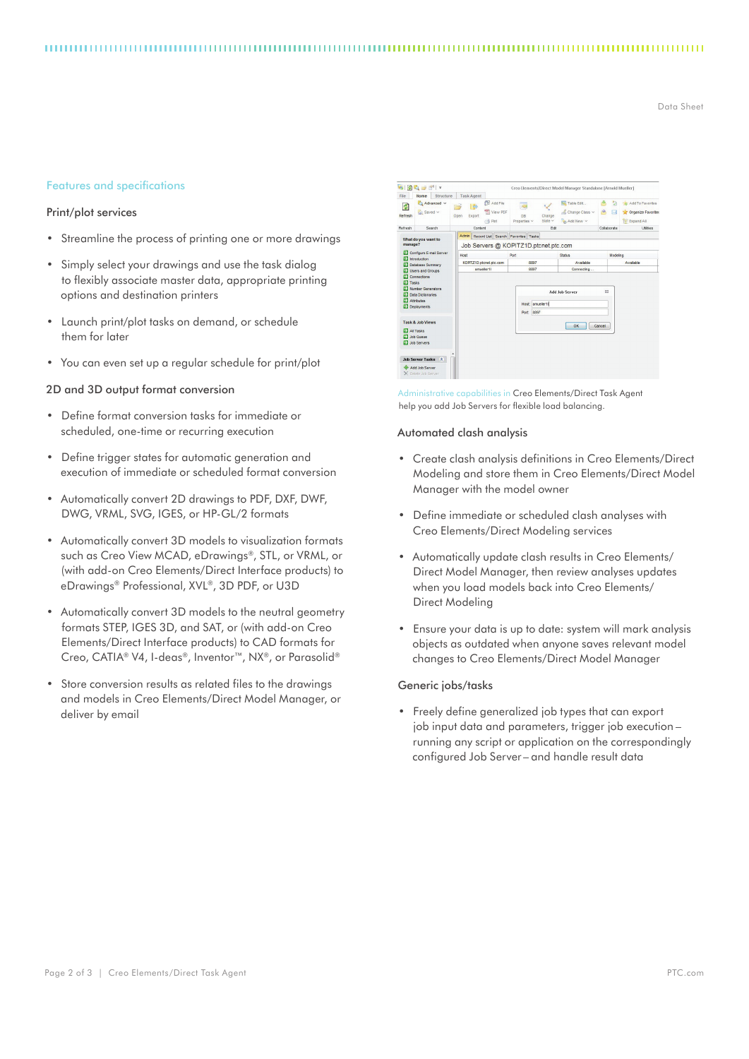## Features and specifications

### Print/plot services

- Streamline the process of printing one or more drawings
- Simply select your drawings and use the task dialog to flexibly associate master data, appropriate printing options and destination printers
- Launch print/plot tasks on demand, or schedule them for later
- You can even set up a regular schedule for print/plot

### 2D and 3D output format conversion

- Define format conversion tasks for immediate or scheduled, one-time or recurring execution
- Define trigger states for automatic generation and execution of immediate or scheduled format conversion
- Automatically convert 2D drawings to PDF, DXF, DWF, DWG, VRML, SVG, IGES, or HP-GL/2 formats
- Automatically convert 3D models to visualization formats such as Creo View MCAD, eDrawings®, STL, or VRML, or (with add-on Creo Elements/Direct Interface products) to eDrawings® Professional, XVL®, 3D PDF, or U3D
- Automatically convert 3D models to the neutral geometry formats STEP, IGES 3D, and SAT, or (with add-on Creo Elements/Direct Interface products) to CAD formats for Creo, CATIA® V4, I-deas®, Inventor™, NX®, or Parasolid®
- Store conversion results as related files to the drawings and models in Creo Elements/Direct Model Manager, or deliver by email

Administrative capabilities in Creo Elements/Direct Task Agent help you add Job Servers for flexible load balancing.

### Automated clash analysis

- Create clash analysis definitions in Creo Elements/Direct Modeling and store them in Creo Elements/Direct Model Manager with the model owner
- Define immediate or scheduled clash analyses with Creo Elements/Direct Modeling services
- Automatically update clash results in Creo Elements/Direct Model Manager, then review analyses updates when you load models back into Creo Elements/Direct Modeling
- Ensure your data is up to date: system will mark analysis objects as outdated when anyone saves relevant model changes to Creo Elements/Direct Model Manager

### Generic jobs/tasks

- Freely define generalized job types that can export job input data and parameters, trigger job execution – running any script or application on the correspondingly configured Job Server – and handle result data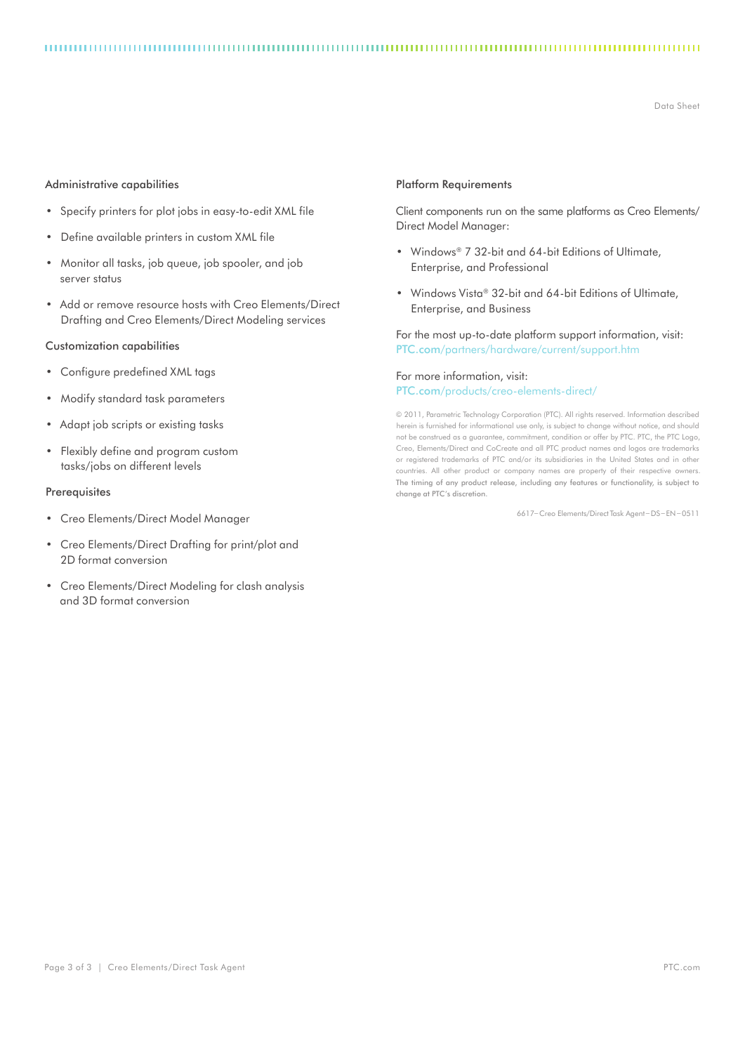### Administrative capabilities

- Specify printers for plot jobs in easy-to-edit XML file
- Define available printers in custom XML file
- Monitor all tasks, job queue, job spooler, and job server status
- Add or remove resource hosts with Creo Elements/Direct Drafting and Creo Elements/Direct Modeling services

### Customization capabilities

- Configure predefined XML tags
- Modify standard task parameters
- Adapt job scripts or existing tasks
- Flexibly define and program custom tasks/jobs on different levels

### Prerequisites

- Creo Elements/Direct Model Manager
- Creo Elements/Direct Drafting for print/plot and 2D format conversion
- Creo Elements/Direct Modeling for clash analysis and 3D format conversion

### Platform Requirements

Client components run on the same platforms as Creo Elements/Direct Model Manager:

- Windows® 7 32-bit and 64-bit Editions of Ultimate, Enterprise, and Professional
- Windows Vista® 32-bit and 64-bit Editions of Ultimate, Enterprise, and Business

For the most up-to-date platform support information, visit:
PTC.com/partners/hardware/current/support.htm

For more information, visit:
PTC.com/products/creo-elements-direct/

© 2011, Parametric Technology Corporation (PTC). All rights reserved. Information described herein is furnished for informational use only, is subject to change without notice, and should not be construed as a guarantee, commitment, condition or offer by PTC. PTC, the PTC Logo, Creo, Elements/Direct and CoCreate and all PTC product names and logos are trademarks or registered trademarks of PTC and/or its subsidiaries in the United States and in other countries. All other product or company names are property of their respective owners. The timing of any product release, including any features or functionality, is subject to change at PTC's discretion.

6617–Creo Elements/Direct Task Agent–DS–EN–0511